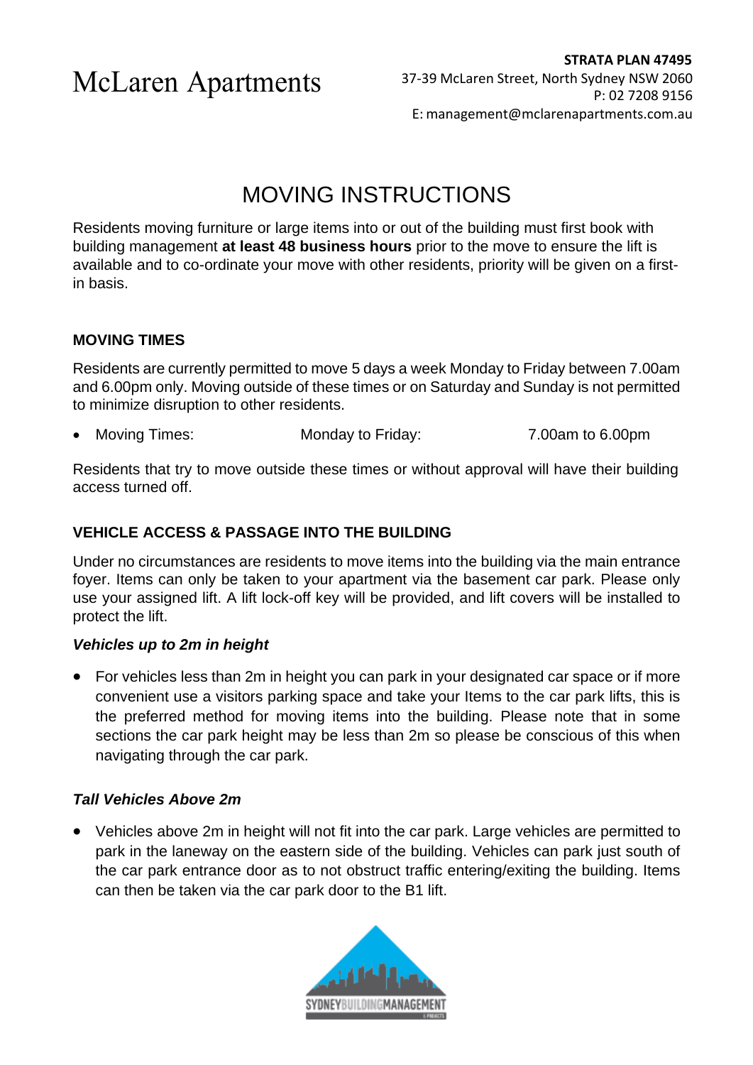# McLaren Apartments

**STRATA PLAN 47495**
37-39 McLaren Street, North Sydney NSW 2060
P: 02 7208 9156
E: management@mclarenapartments.com.au

## MOVING INSTRUCTIONS

Residents moving furniture or large items into or out of the building must first book with building management **at least 48 business hours** prior to the move to ensure the lift is available and to co-ordinate your move with other residents, priority will be given on a first-in basis.

### MOVING TIMES

Residents are currently permitted to move 5 days a week Monday to Friday between 7.00am and 6.00pm only. Moving outside of these times or on Saturday and Sunday is not permitted to minimize disruption to other residents.

- Moving Times: Monday to Friday: 7.00am to 6.00pm

Residents that try to move outside these times or without approval will have their building access turned off.

### VEHICLE ACCESS & PASSAGE INTO THE BUILDING

Under no circumstances are residents to move items into the building via the main entrance foyer. Items can only be taken to your apartment via the basement car park. Please only use your assigned lift. A lift lock-off key will be provided, and lift covers will be installed to protect the lift.

***Vehicles up to 2m in height***

- For vehicles less than 2m in height you can park in your designated car space or if more convenient use a visitors parking space and take your Items to the car park lifts, this is the preferred method for moving items into the building. Please note that in some sections the car park height may be less than 2m so please be conscious of this when navigating through the car park.

***Tall Vehicles Above 2m***

- Vehicles above 2m in height will not fit into the car park. Large vehicles are permitted to park in the laneway on the eastern side of the building. Vehicles can park just south of the car park entrance door as to not obstruct traffic entering/exiting the building. Items can then be taken via the car park door to the B1 lift.

SYDNEYBUILDINGMANAGEMENT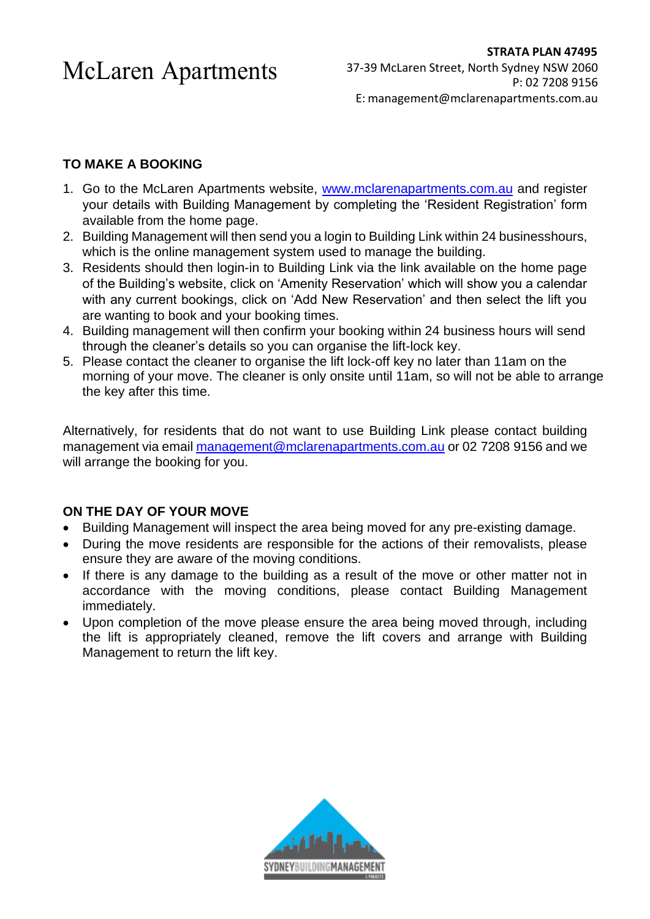# McLaren Apartments

**STRATA PLAN 47495**
37-39 McLaren Street, North Sydney NSW 2060
P: 02 7208 9156
E: management@mclarenapartments.com.au

## TO MAKE A BOOKING

1. Go to the McLaren Apartments website, [www.mclarenapartments.com.au](www.mclarenapartments.com.au) and register your details with Building Management by completing the 'Resident Registration' form available from the home page.
2. Building Management will then send you a login to Building Link within 24 businesshours, which is the online management system used to manage the building.
3. Residents should then login-in to Building Link via the link available on the home page of the Building's website, click on 'Amenity Reservation' which will show you a calendar with any current bookings, click on 'Add New Reservation' and then select the lift you are wanting to book and your booking times.
4. Building management will then confirm your booking within 24 business hours will send through the cleaner's details so you can organise the lift-lock key.
5. Please contact the cleaner to organise the lift lock-off key no later than 11am on the morning of your move. The cleaner is only onsite until 11am, so will not be able to arrange the key after this time.

Alternatively, for residents that do not want to use Building Link please contact building management via email [management@mclarenapartments.com.au](mailto:management@mclarenapartments.com.au) or 02 7208 9156 and we will arrange the booking for you.

## ON THE DAY OF YOUR MOVE

- Building Management will inspect the area being moved for any pre-existing damage.
- During the move residents are responsible for the actions of their removalists, please ensure they are aware of the moving conditions.
- If there is any damage to the building as a result of the move or other matter not in accordance with the moving conditions, please contact Building Management immediately.
- Upon completion of the move please ensure the area being moved through, including the lift is appropriately cleaned, remove the lift covers and arrange with Building Management to return the lift key.

SYDNEYBUILDINGMANAGEMENT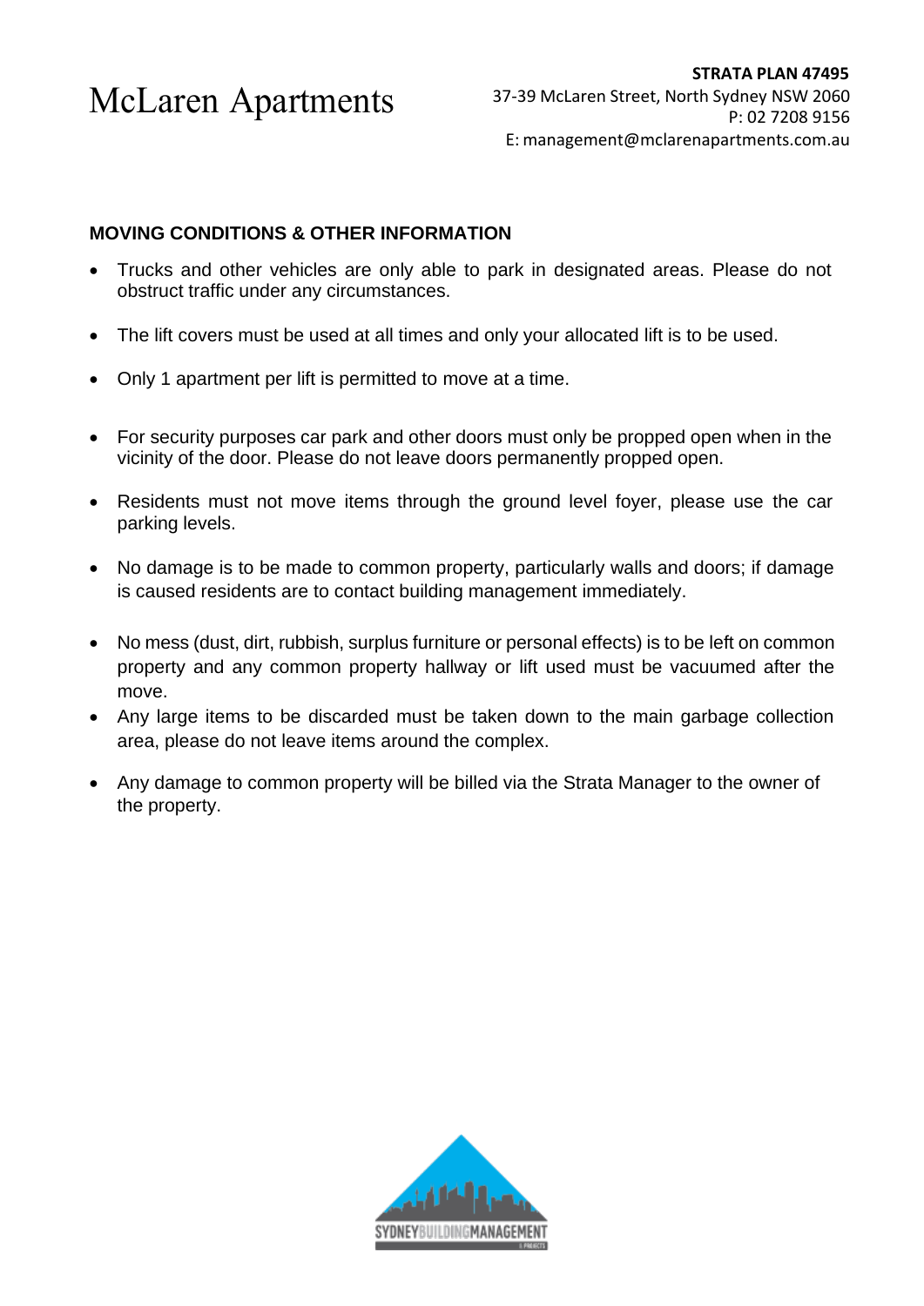McLaren Apartments

**STRATA PLAN 47495**
37-39 McLaren Street, North Sydney NSW 2060
P: 02 7208 9156
E: management@mclarenapartments.com.au

## MOVING CONDITIONS & OTHER INFORMATION

- Trucks and other vehicles are only able to park in designated areas. Please do not obstruct traffic under any circumstances.
- The lift covers must be used at all times and only your allocated lift is to be used.
- Only 1 apartment per lift is permitted to move at a time.
- For security purposes car park and other doors must only be propped open when in the vicinity of the door. Please do not leave doors permanently propped open.
- Residents must not move items through the ground level foyer, please use the car parking levels.
- No damage is to be made to common property, particularly walls and doors; if damage is caused residents are to contact building management immediately.
- No mess (dust, dirt, rubbish, surplus furniture or personal effects) is to be left on common property and any common property hallway or lift used must be vacuumed after the move.
- Any large items to be discarded must be taken down to the main garbage collection area, please do not leave items around the complex.
- Any damage to common property will be billed via the Strata Manager to the owner of the property.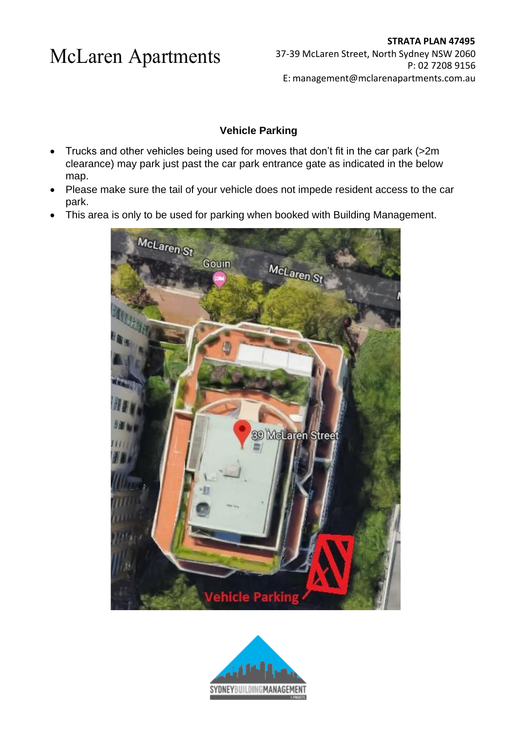McLaren Apartments

**STRATA PLAN 47495**
37-39 McLaren Street, North Sydney NSW 2060
P: 02 7208 9156
E: management@mclarenapartments.com.au

## Vehicle Parking

- Trucks and other vehicles being used for moves that don't fit in the car park (>2m clearance) may park just past the car park entrance gate as indicated in the below map.
- Please make sure the tail of your vehicle does not impede resident access to the car park.
- This area is only to be used for parking when booked with Building Management.